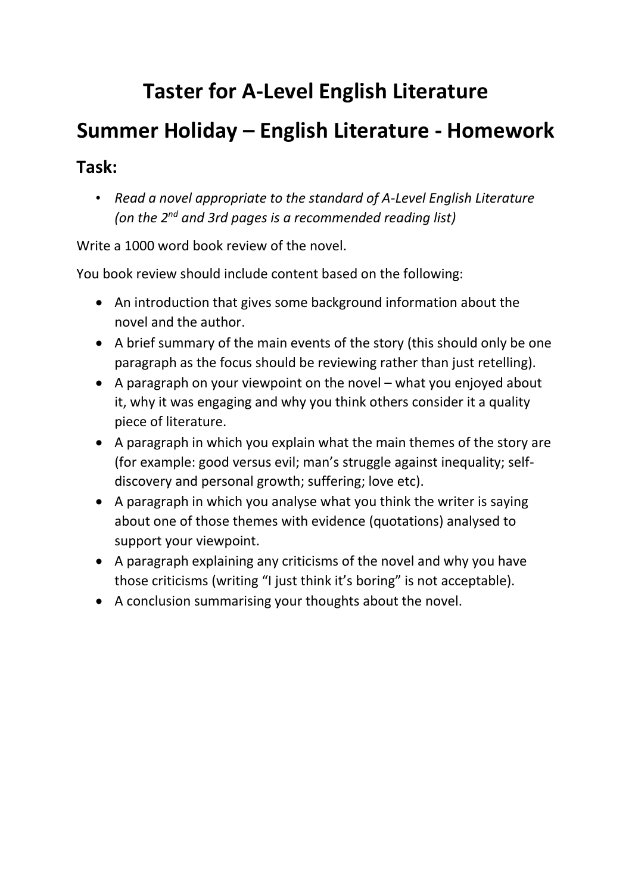# Taster for A-Level English Literature

# Summer Holiday – English Literature - Homework

## Task:

- *Read a novel appropriate to the standard of A-Level English Literature (on the 2nd and 3rd pages is a recommended reading list)*

Write a 1000 word book review of the novel.

You book review should include content based on the following:

- An introduction that gives some background information about the novel and the author.
- A brief summary of the main events of the story (this should only be one paragraph as the focus should be reviewing rather than just retelling).
- A paragraph on your viewpoint on the novel – what you enjoyed about it, why it was engaging and why you think others consider it a quality piece of literature.
- A paragraph in which you explain what the main themes of the story are (for example: good versus evil; man's struggle against inequality; self-discovery and personal growth; suffering; love etc).
- A paragraph in which you analyse what you think the writer is saying about one of those themes with evidence (quotations) analysed to support your viewpoint.
- A paragraph explaining any criticisms of the novel and why you have those criticisms (writing "I just think it's boring" is not acceptable).
- A conclusion summarising your thoughts about the novel.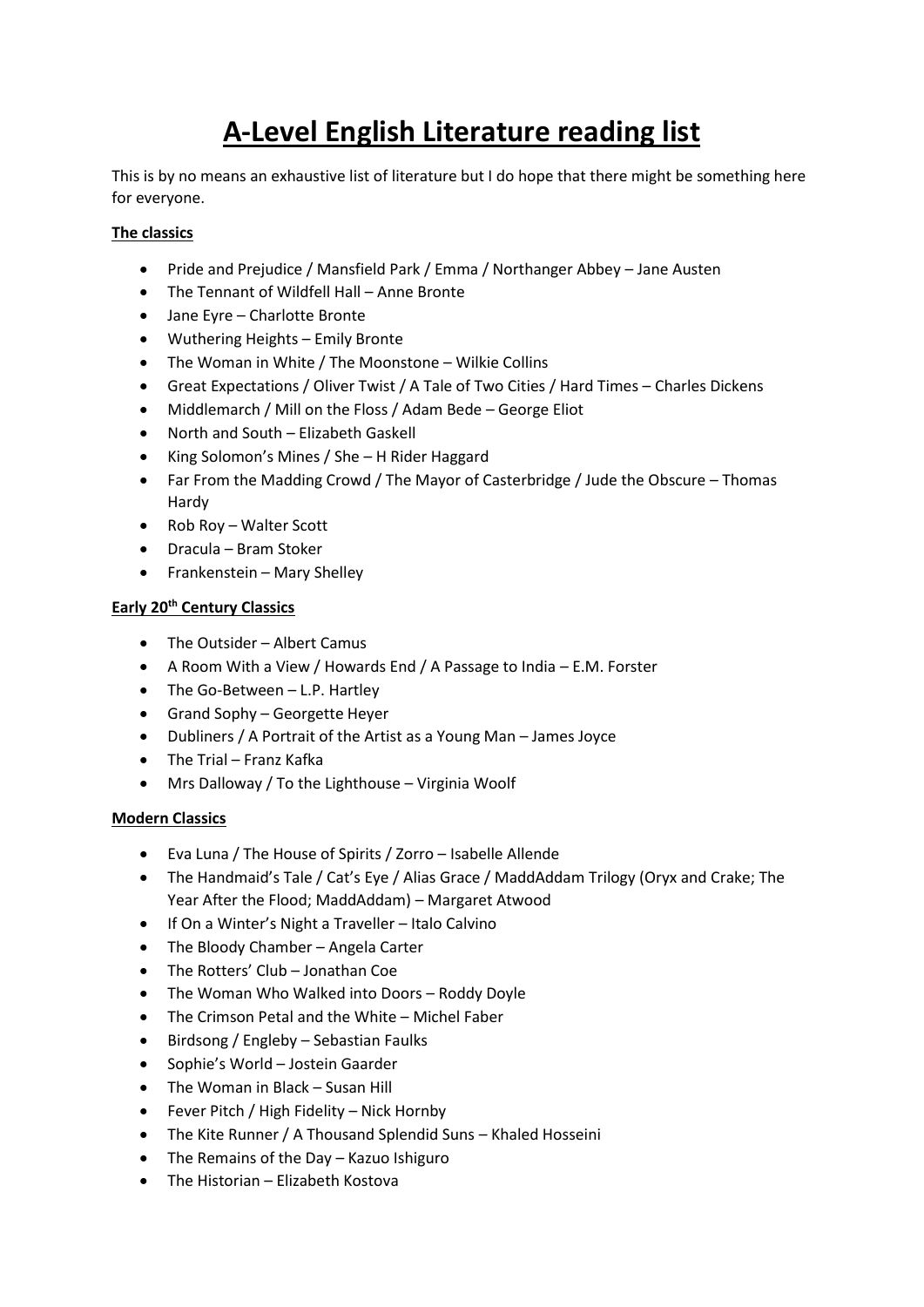# A-Level English Literature reading list

This is by no means an exhaustive list of literature but I do hope that there might be something here for everyone.

**The classics**

- Pride and Prejudice / Mansfield Park / Emma / Northanger Abbey – Jane Austen
- The Tennant of Wildfell Hall – Anne Bronte
- Jane Eyre – Charlotte Bronte
- Wuthering Heights – Emily Bronte
- The Woman in White / The Moonstone – Wilkie Collins
- Great Expectations / Oliver Twist / A Tale of Two Cities / Hard Times – Charles Dickens
- Middlemarch / Mill on the Floss / Adam Bede – George Eliot
- North and South – Elizabeth Gaskell
- King Solomon's Mines / She – H Rider Haggard
- Far From the Madding Crowd / The Mayor of Casterbridge / Jude the Obscure – Thomas Hardy
- Rob Roy – Walter Scott
- Dracula – Bram Stoker
- Frankenstein – Mary Shelley

**Early 20th Century Classics**

- The Outsider – Albert Camus
- A Room With a View / Howards End / A Passage to India – E.M. Forster
- The Go-Between – L.P. Hartley
- Grand Sophy – Georgette Heyer
- Dubliners / A Portrait of the Artist as a Young Man – James Joyce
- The Trial – Franz Kafka
- Mrs Dalloway / To the Lighthouse – Virginia Woolf

**Modern Classics**

- Eva Luna / The House of Spirits / Zorro – Isabelle Allende
- The Handmaid's Tale / Cat's Eye / Alias Grace / MaddAddam Trilogy (Oryx and Crake; The Year After the Flood; MaddAddam) – Margaret Atwood
- If On a Winter's Night a Traveller – Italo Calvino
- The Bloody Chamber – Angela Carter
- The Rotters' Club – Jonathan Coe
- The Woman Who Walked into Doors – Roddy Doyle
- The Crimson Petal and the White – Michel Faber
- Birdsong / Engleby – Sebastian Faulks
- Sophie's World – Jostein Gaarder
- The Woman in Black – Susan Hill
- Fever Pitch / High Fidelity – Nick Hornby
- The Kite Runner / A Thousand Splendid Suns – Khaled Hosseini
- The Remains of the Day – Kazuo Ishiguro
- The Historian – Elizabeth Kostova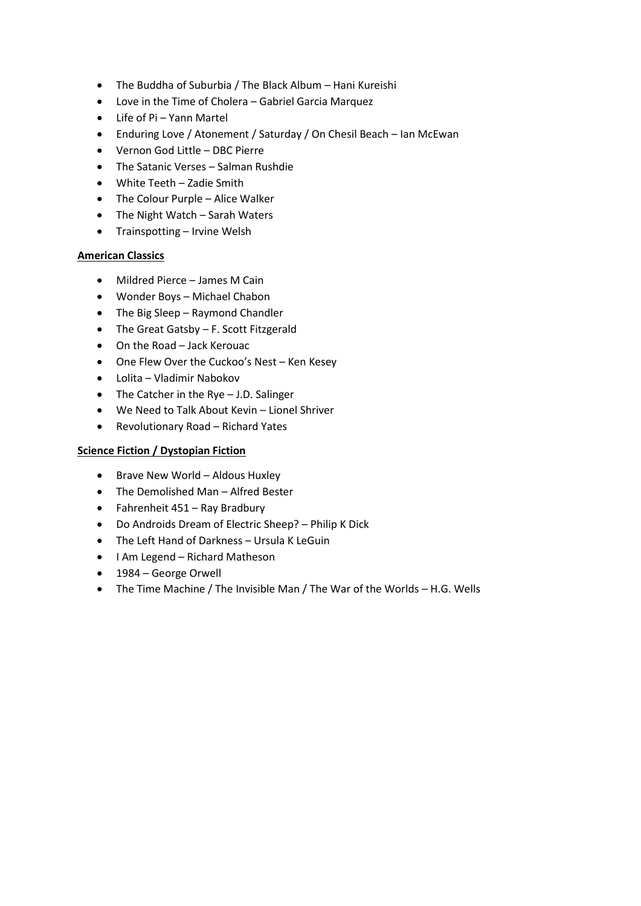- The Buddha of Suburbia / The Black Album – Hani Kureishi
- Love in the Time of Cholera – Gabriel Garcia Marquez
- Life of Pi – Yann Martel
- Enduring Love / Atonement / Saturday / On Chesil Beach – Ian McEwan
- Vernon God Little – DBC Pierre
- The Satanic Verses – Salman Rushdie
- White Teeth – Zadie Smith
- The Colour Purple – Alice Walker
- The Night Watch – Sarah Waters
- Trainspotting – Irvine Welsh

**American Classics**

- Mildred Pierce – James M Cain
- Wonder Boys – Michael Chabon
- The Big Sleep – Raymond Chandler
- The Great Gatsby – F. Scott Fitzgerald
- On the Road – Jack Kerouac
- One Flew Over the Cuckoo's Nest – Ken Kesey
- Lolita – Vladimir Nabokov
- The Catcher in the Rye – J.D. Salinger
- We Need to Talk About Kevin – Lionel Shriver
- Revolutionary Road – Richard Yates

**Science Fiction / Dystopian Fiction**

- Brave New World – Aldous Huxley
- The Demolished Man – Alfred Bester
- Fahrenheit 451 – Ray Bradbury
- Do Androids Dream of Electric Sheep? – Philip K Dick
- The Left Hand of Darkness – Ursula K LeGuin
- I Am Legend – Richard Matheson
- 1984 – George Orwell
- The Time Machine / The Invisible Man / The War of the Worlds – H.G. Wells